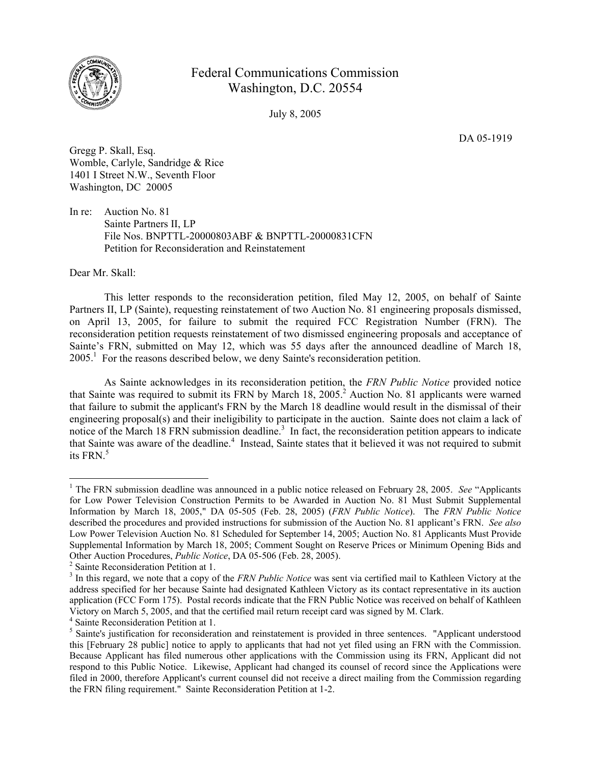Federal Communications Commission
Washington, D.C. 20554

July 8, 2005

DA 05-1919

Gregg P. Skall, Esq.
Womble, Carlyle, Sandridge & Rice
1401 I Street N.W., Seventh Floor
Washington, DC 20005

In re: Auction No. 81
Sainte Partners II, LP
File Nos. BNPTTL-20000803ABF & BNPTTL-20000831CFN
Petition for Reconsideration and Reinstatement

Dear Mr. Skall:

This letter responds to the reconsideration petition, filed May 12, 2005, on behalf of Sainte Partners II, LP (Sainte), requesting reinstatement of two Auction No. 81 engineering proposals dismissed, on April 13, 2005, for failure to submit the required FCC Registration Number (FRN). The reconsideration petition requests reinstatement of two dismissed engineering proposals and acceptance of Sainte's FRN, submitted on May 12, which was 55 days after the announced deadline of March 18, 2005.[1] For the reasons described below, we deny Sainte's reconsideration petition.

As Sainte acknowledges in its reconsideration petition, the *FRN Public Notice* provided notice that Sainte was required to submit its FRN by March 18, 2005.[2] Auction No. 81 applicants were warned that failure to submit the applicant's FRN by the March 18 deadline would result in the dismissal of their engineering proposal(s) and their ineligibility to participate in the auction. Sainte does not claim a lack of notice of the March 18 FRN submission deadline.[3] In fact, the reconsideration petition appears to indicate that Sainte was aware of the deadline.[4] Instead, Sainte states that it believed it was not required to submit its FRN.[5]

---

[1] The FRN submission deadline was announced in a public notice released on February 28, 2005. *See* "Applicants for Low Power Television Construction Permits to be Awarded in Auction No. 81 Must Submit Supplemental Information by March 18, 2005," DA 05-505 (Feb. 28, 2005) (*FRN Public Notice*). The *FRN Public Notice* described the procedures and provided instructions for submission of the Auction No. 81 applicant's FRN. *See also* Low Power Television Auction No. 81 Scheduled for September 14, 2005; Auction No. 81 Applicants Must Provide Supplemental Information by March 18, 2005; Comment Sought on Reserve Prices or Minimum Opening Bids and Other Auction Procedures, *Public Notice*, DA 05-506 (Feb. 28, 2005).

[2] Sainte Reconsideration Petition at 1.

[3] In this regard, we note that a copy of the *FRN Public Notice* was sent via certified mail to Kathleen Victory at the address specified for her because Sainte had designated Kathleen Victory as its contact representative in its auction application (FCC Form 175). Postal records indicate that the FRN Public Notice was received on behalf of Kathleen Victory on March 5, 2005, and that the certified mail return receipt card was signed by M. Clark.

[4] Sainte Reconsideration Petition at 1.

[5] Sainte's justification for reconsideration and reinstatement is provided in three sentences. "Applicant understood this [February 28 public] notice to apply to applicants that had not yet filed using an FRN with the Commission. Because Applicant has filed numerous other applications with the Commission using its FRN, Applicant did not respond to this Public Notice. Likewise, Applicant had changed its counsel of record since the Applications were filed in 2000, therefore Applicant's current counsel did not receive a direct mailing from the Commission regarding the FRN filing requirement." Sainte Reconsideration Petition at 1-2.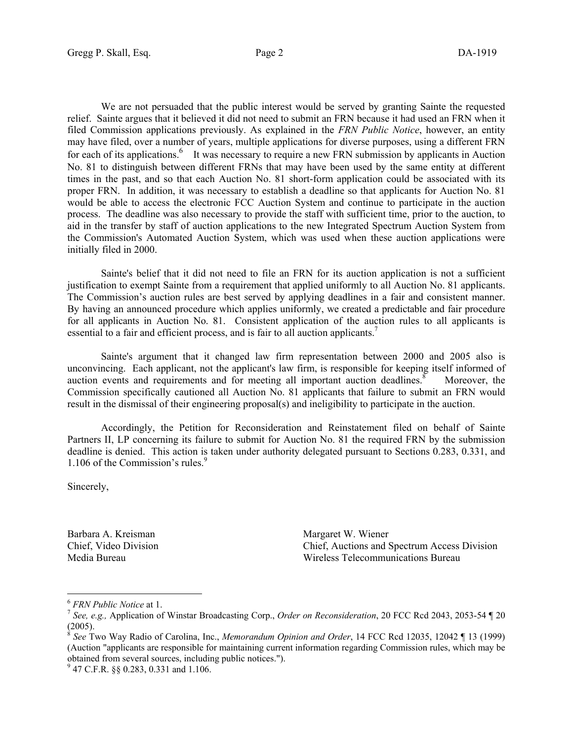We are not persuaded that the public interest would be served by granting Sainte the requested relief. Sainte argues that it believed it did not need to submit an FRN because it had used an FRN when it filed Commission applications previously. As explained in the *FRN Public Notice*, however, an entity may have filed, over a number of years, multiple applications for diverse purposes, using a different FRN for each of its applications.[6] It was necessary to require a new FRN submission by applicants in Auction No. 81 to distinguish between different FRNs that may have been used by the same entity at different times in the past, and so that each Auction No. 81 short-form application could be associated with its proper FRN. In addition, it was necessary to establish a deadline so that applicants for Auction No. 81 would be able to access the electronic FCC Auction System and continue to participate in the auction process. The deadline was also necessary to provide the staff with sufficient time, prior to the auction, to aid in the transfer by staff of auction applications to the new Integrated Spectrum Auction System from the Commission's Automated Auction System, which was used when these auction applications were initially filed in 2000.

Sainte's belief that it did not need to file an FRN for its auction application is not a sufficient justification to exempt Sainte from a requirement that applied uniformly to all Auction No. 81 applicants. The Commission's auction rules are best served by applying deadlines in a fair and consistent manner. By having an announced procedure which applies uniformly, we created a predictable and fair procedure for all applicants in Auction No. 81. Consistent application of the auction rules to all applicants is essential to a fair and efficient process, and is fair to all auction applicants.[7]

Sainte's argument that it changed law firm representation between 2000 and 2005 also is unconvincing. Each applicant, not the applicant's law firm, is responsible for keeping itself informed of auction events and requirements and for meeting all important auction deadlines.[8] Moreover, the Commission specifically cautioned all Auction No. 81 applicants that failure to submit an FRN would result in the dismissal of their engineering proposal(s) and ineligibility to participate in the auction.

Accordingly, the Petition for Reconsideration and Reinstatement filed on behalf of Sainte Partners II, LP concerning its failure to submit for Auction No. 81 the required FRN by the submission deadline is denied. This action is taken under authority delegated pursuant to Sections 0.283, 0.331, and 1.106 of the Commission's rules.[9]

Sincerely,

Barbara A. Kreisman
Chief, Video Division
Media Bureau

Margaret W. Wiener
Chief, Auctions and Spectrum Access Division
Wireless Telecommunications Bureau

---

[6] *FRN Public Notice* at 1.

[7] *See, e.g.,* Application of Winstar Broadcasting Corp., *Order on Reconsideration*, 20 FCC Rcd 2043, 2053-54 ¶ 20 (2005).

[8] *See* Two Way Radio of Carolina, Inc., *Memorandum Opinion and Order*, 14 FCC Rcd 12035, 12042 ¶ 13 (1999) (Auction "applicants are responsible for maintaining current information regarding Commission rules, which may be obtained from several sources, including public notices.").

[9] 47 C.F.R. §§ 0.283, 0.331 and 1.106.